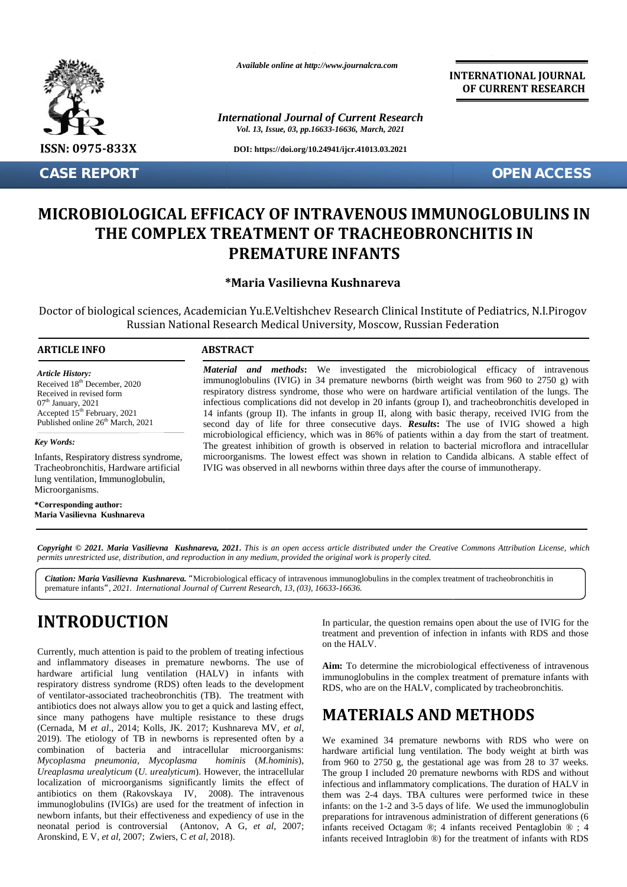Available online at http://www.journalcra.com

**INTERNATIONAL JOURNAL OF CURRENT RESEARCH**

*International Journal of Current Research*
*Vol. 13, Issue, 03, pp.16633-16636, March, 2021*

**DOI: https://doi.org/10.24941/ijcr.41013.03.2021**

**ISSN: 0975-833X**

**CASE REPORT** **OPEN ACCESS**

# MICROBIOLOGICAL EFFICACY OF INTRAVENOUS IMMUNOGLOBULINS IN THE COMPLEX TREATMENT OF TRACHEOBRONCHITIS IN PREMATURE INFANTS

**\*Maria Vasilievna Kushnareva**

Doctor of biological sciences, Academician Yu.E.Veltishchev Research Clinical Institute of Pediatrics, N.I.Pirogov Russian National Research Medical University, Moscow, Russian Federation

## ARTICLE INFO

***Article History:***
Received 18th December, 2020
Received in revised form 07th January, 2021
Accepted 15th February, 2021
Published online 26th March, 2021

***Key Words:***
Infants, Respiratory distress syndrome, Tracheobronchitis, Hardware artificial lung ventilation, Immunoglobulin, Microorganisms.

**\*Corresponding author:**
**Maria Vasilievna Kushnareva**

## ABSTRACT

***Material and methods*:** We investigated the microbiological efficacy of intravenous immunoglobulins (IVIG) in 34 premature newborns (birth weight was from 960 to 2750 g) with respiratory distress syndrome, those who were on hardware artificial ventilation of the lungs. The infectious complications did not develop in 20 infants (group I), and tracheobronchitis developed in 14 infants (group II). The infants in group II, along with basic therapy, received IVIG from the second day of life for three consecutive days. ***Results*:** The use of IVIG showed a high microbiological efficiency, which was in 86% of patients within a day from the start of treatment. The greatest inhibition of growth is observed in relation to bacterial microflora and intracellular microorganisms. The lowest effect was shown in relation to Candida albicans. A stable effect of IVIG was observed in all newborns within three days after the course of immunotherapy.

***Copyright © 2021. Maria Vasilievna Kushnareva, 2021.*** *This is an open access article distributed under the Creative Commons Attribution License, which permits unrestricted use, distribution, and reproduction in any medium, provided the original work is properly cited.*

***Citation: Maria Vasilievna Kushnareva.*** "Microbiological efficacy of intravenous immunoglobulins in the complex treatment of tracheobronchitis in premature infants"*, 2021. International Journal of Current Research, 13, (03), 16633-16636.*

# INTRODUCTION

Currently, much attention is paid to the problem of treating infectious and inflammatory diseases in premature newborns. The use of hardware artificial lung ventilation (HALV) in infants with respiratory distress syndrome (RDS) often leads to the development of ventilator-associated tracheobronchitis (TB). The treatment with antibiotics does not always allow you to get a quick and lasting effect, since many pathogens have multiple resistance to these drugs (Cernada, M *et al*., 2014; Kolls, JK. 2017; Kushnareva MV, *et al*, 2019). The etiology of TB in newborns is represented often by a combination of bacteria and intracellular microorganisms: *Mycoplasma pneumonia*, *Mycoplasma hominis* (*M.hominis*), *Ureaplasma urealyticum* (*U. urealyticum*). However, the intracellular localization of microorganisms significantly limits the effect of antibiotics on them (Rakovskaya IV, 2008). The intravenous immunoglobulins (IVIGs) are used for the treatment of infection in newborn infants, but their effectiveness and expediency of use in the neonatal period is controversial (Antonov, A G, *et al*, 2007; Aronskind, E V, *et al*, 2007; Zwiers, C *et al*, 2018).

In particular, the question remains open about the use of IVIG for the treatment and prevention of infection in infants with RDS and those on the HALV.

**Aim:** To determine the microbiological effectiveness of intravenous immunoglobulins in the complex treatment of premature infants with RDS, who are on the HALV, complicated by tracheobronchitis.

# MATERIALS AND METHODS

We examined 34 premature newborns with RDS who were on hardware artificial lung ventilation. The body weight at birth was from 960 to 2750 g, the gestational age was from 28 to 37 weeks. The group I included 20 premature newborns with RDS and without infectious and inflammatory complications. The duration of HALV in them was 2-4 days. TBA cultures were performed twice in these infants: on the 1-2 and 3-5 days of life. We used the immunoglobulin preparations for intravenous administration of different generations (6 infants received Octagam ®; 4 infants received Pentaglobin ® ; 4 infants received Intraglobin ®) for the treatment of infants with RDS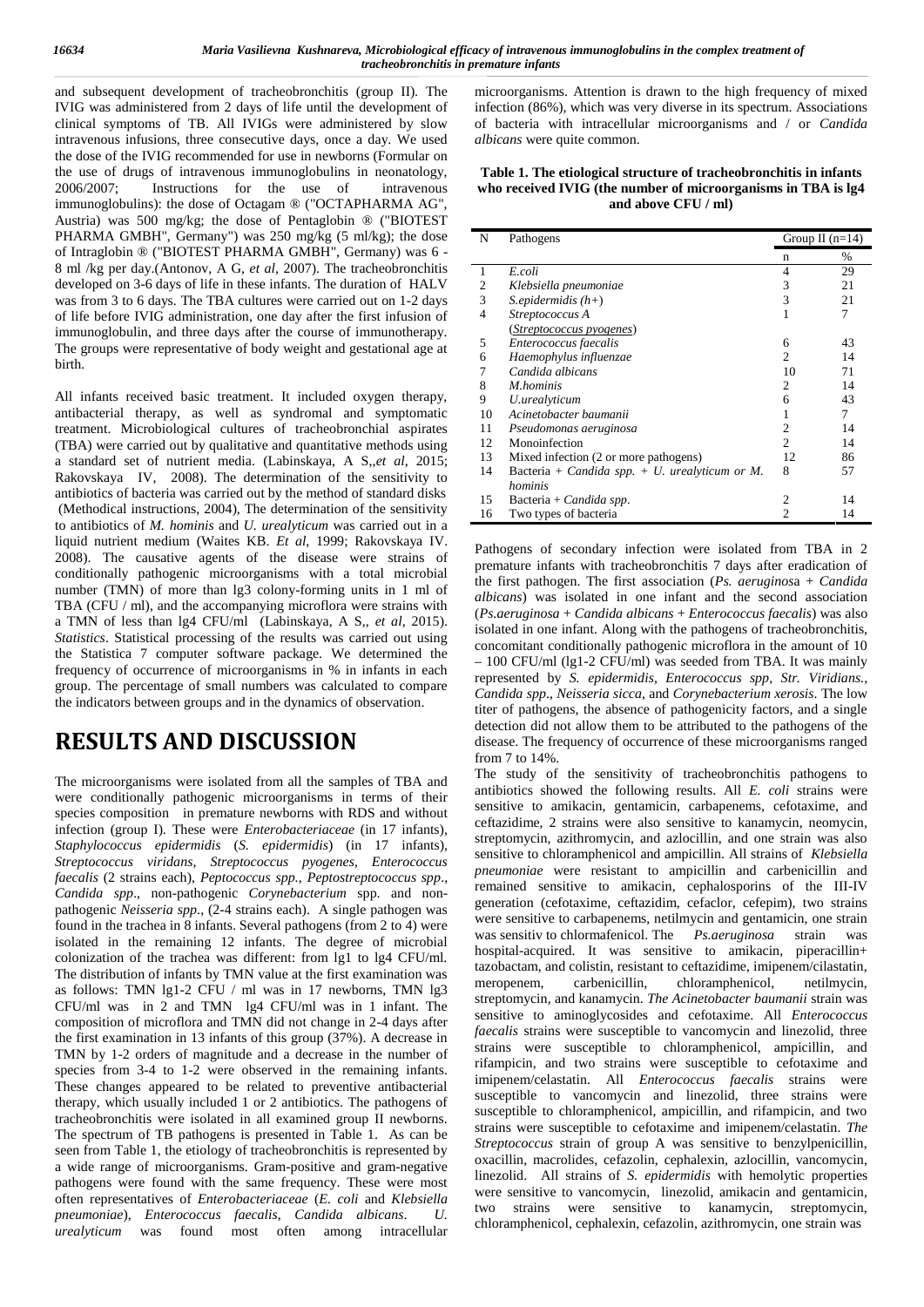and subsequent development of tracheobronchitis (group II). The IVIG was administered from 2 days of life until the development of clinical symptoms of TB. All IVIGs were administered by slow intravenous infusions, three consecutive days, once a day. We used the dose of the IVIG recommended for use in newborns (Formular on the use of drugs of intravenous immunoglobulins in neonatology, 2006/2007; Instructions for the use of intravenous immunoglobulins): the dose of Octagam ® ("OCTAPHARMA AG", Austria) was 500 mg/kg; the dose of Pentaglobin ® ("BIOTEST PHARMA GMBH", Germany") was 250 mg/kg (5 ml/kg); the dose of Intraglobin ® ("BIOTEST PHARMA GMBH", Germany) was 6 - 8 ml /kg per day.(Antonov, A G, *et al*, 2007). The tracheobronchitis developed on 3-6 days of life in these infants. The duration of HALV was from 3 to 6 days. The TBA cultures were carried out on 1-2 days of life before IVIG administration, one day after the first infusion of immunoglobulin, and three days after the course of immunotherapy. The groups were representative of body weight and gestational age at birth.

All infants received basic treatment. It included oxygen therapy, antibacterial therapy, as well as syndromal and symptomatic treatment. Microbiological cultures of tracheobronchial aspirates (TBA) were carried out by qualitative and quantitative methods using a standard set of nutrient media. (Labinskaya, A S,,*et al*, 2015; Rakovskaya IV, 2008). The determination of the sensitivity to antibiotics of bacteria was carried out by the method of standard disks (Methodical instructions, 2004), The determination of the sensitivity to antibiotics of *M. hominis* and *U. urealyticum* was carried out in a liquid nutrient medium (Waites KB. *Et al*, 1999; Rakovskaya IV. 2008). The causative agents of the disease were strains of conditionally pathogenic microorganisms with a total microbial number (TMN) of more than lg3 colony-forming units in 1 ml of TBA (CFU / ml), and the accompanying microflora were strains with a TMN of less than lg4 CFU/ml (Labinskaya, A S,, *et al*, 2015). *Statistics*. Statistical processing of the results was carried out using the Statistica 7 computer software package. We determined the frequency of occurrence of microorganisms in % in infants in each group. The percentage of small numbers was calculated to compare the indicators between groups and in the dynamics of observation.

# RESULTS AND DISCUSSION

The microorganisms were isolated from all the samples of TBA and were conditionally pathogenic microorganisms in terms of their species composition in premature newborns with RDS and without infection (group I). These were *Enterobacteriaceae* (in 17 infants), *Staphylococcus epidermidis* (*S. epidermidis*) (in 17 infants), *Streptococcus viridans*, *Streptococcus pyogenes*, *Enterococcus faecalis* (2 strains each), *Peptococcus spp.*, *Peptostreptococcus spp*., *Candida spp*., non-pathogenic *Corynebacterium* spp. and non-pathogenic *Neisseria spp*., (2-4 strains each). A single pathogen was found in the trachea in 8 infants. Several pathogens (from 2 to 4) were isolated in the remaining 12 infants. The degree of microbial colonization of the trachea was different: from lg1 to lg4 CFU/ml. The distribution of infants by TMN value at the first examination was as follows: TMN lg1-2 CFU / ml was in 17 newborns, TMN lg3 CFU/ml was in 2 and TMN lg4 CFU/ml was in 1 infant. The composition of microflora and TMN did not change in 2-4 days after the first examination in 13 infants of this group (37%). A decrease in TMN by 1-2 orders of magnitude and a decrease in the number of species from 3-4 to 1-2 were observed in the remaining infants. These changes appeared to be related to preventive antibacterial therapy, which usually included 1 or 2 antibiotics. The pathogens of tracheobronchitis were isolated in all examined group II newborns. The spectrum of TB pathogens is presented in Table 1. As can be seen from Table 1, the etiology of tracheobronchitis is represented by a wide range of microorganisms. Gram-positive and gram-negative pathogens were found with the same frequency. These were most often representatives of *Enterobacteriaceae* (*E. coli* and *Klebsiella pneumoniae*), *Enterococcus faecalis, Candida albicans. U. urealyticum* was found most often among intracellular microorganisms. Attention is drawn to the high frequency of mixed infection (86%), which was very diverse in its spectrum. Associations of bacteria with intracellular microorganisms and / or *Candida albicans* were quite common.

**Table 1. The etiological structure of tracheobronchitis in infants who received IVIG (the number of microorganisms in TBA is lg4 and above CFU / ml)**

| N | Pathogens | Group II (n=14) | |
|---|---|---|---|
| | | n | % |
| 1 | *E.coli* | 4 | 29 |
| 2 | *Klebsiella pneumoniae* | 3 | 21 |
| 3 | *S.epidermidis (h+)* | 3 | 21 |
| 4 | *Streptococcus A* (*Streptococcus pyogenes*) | 1 | 7 |
| 5 | *Enterococcus faecalis* | 6 | 43 |
| 6 | *Haemophylus influenzae* | 2 | 14 |
| 7 | *Candida albicans* | 10 | 71 |
| 8 | *M.hominis* | 2 | 14 |
| 9 | *U.urealyticum* | 6 | 43 |
| 10 | *Acinetobacter baumanii* | 1 | 7 |
| 11 | *Pseudomonas aeruginosa* | 2 | 14 |
| 12 | Monoinfection | 2 | 14 |
| 13 | Mixed infection (2 or more pathogens) | 12 | 86 |
| 14 | Bacteria + *Candida spp.* + *U. urealyticum or M. hominis* | 8 | 57 |
| 15 | Bacteria + *Candida spp*. | 2 | 14 |
| 16 | Two types of bacteria | 2 | 14 |

Pathogens of secondary infection were isolated from TBA in 2 premature infants with tracheobronchitis 7 days after eradication of the first pathogen. The first association (*Ps. aeruginos*a + *Candida albicans*) was isolated in one infant and the second association (*Ps.aeruginosa* + *Candida albicans* + *Enterococcus faecalis*) was also isolated in one infant. Along with the pathogens of tracheobronchitis, concomitant conditionally pathogenic microflora in the amount of 10 – 100 CFU/ml (lg1-2 CFU/ml) was seeded from TBA. It was mainly represented by *S. epidermidis*, *Enterococcus spp*, *Str. Viridians.*, *Candida spp*., *Neisseria sicca*, and *Corynebacterium xerosis*. The low titer of pathogens, the absence of pathogenicity factors, and a single detection did not allow them to be attributed to the pathogens of the disease. The frequency of occurrence of these microorganisms ranged from 7 to 14%.

The study of the sensitivity of tracheobronchitis pathogens to antibiotics showed the following results. All *E. coli* strains were sensitive to amikacin, gentamicin, carbapenems, cefotaxime, and ceftazidime, 2 strains were also sensitive to kanamycin, neomycin, streptomycin, azithromycin, and azlocillin, and one strain was also sensitive to chloramphenicol and ampicillin. All strains of *Klebsiella pneumoniae* were resistant to ampicillin and carbenicillin and remained sensitive to amikacin, cephalosporins of the III-IV generation (cefotaxime, ceftazidim, cefaclor, cefepim), two strains were sensitive to carbapenems, netilmycin and gentamicin, one strain was sensitiv to chlormafenicol. The *Ps.aeruginosa* strain was hospital-acquired. It was sensitive to amikacin, piperacillin+ tazobactam, and colistin, resistant to ceftazidime, imipenem/cilastatin, meropenem, carbenicillin, chloramphenicol, netilmycin, streptomycin, and kanamycin. *The Acinetobacter baumanii* strain was sensitive to aminoglycosides and cefotaxime. All *Enterococcus faecalis* strains were susceptible to vancomycin and linezolid, three strains were susceptible to chloramphenicol, ampicillin, and rifampicin, and two strains were susceptible to cefotaxime and imipenem/celastatin. All *Enterococcus faecalis* strains were susceptible to vancomycin and linezolid, three strains were susceptible to chloramphenicol, ampicillin, and rifampicin, and two strains were susceptible to cefotaxime and imipenem/celastatin. *The Streptococcus* strain of group A was sensitive to benzylpenicillin, oxacillin, macrolides, cefazolin, cephalexin, azlocillin, vancomycin, linezolid. All strains of *S. epidermidis* with hemolytic properties were sensitive to vancomycin, linezolid, amikacin and gentamicin, two strains were sensitive to kanamycin, streptomycin, chloramphenicol, cephalexin, cefazolin, azithromycin, one strain was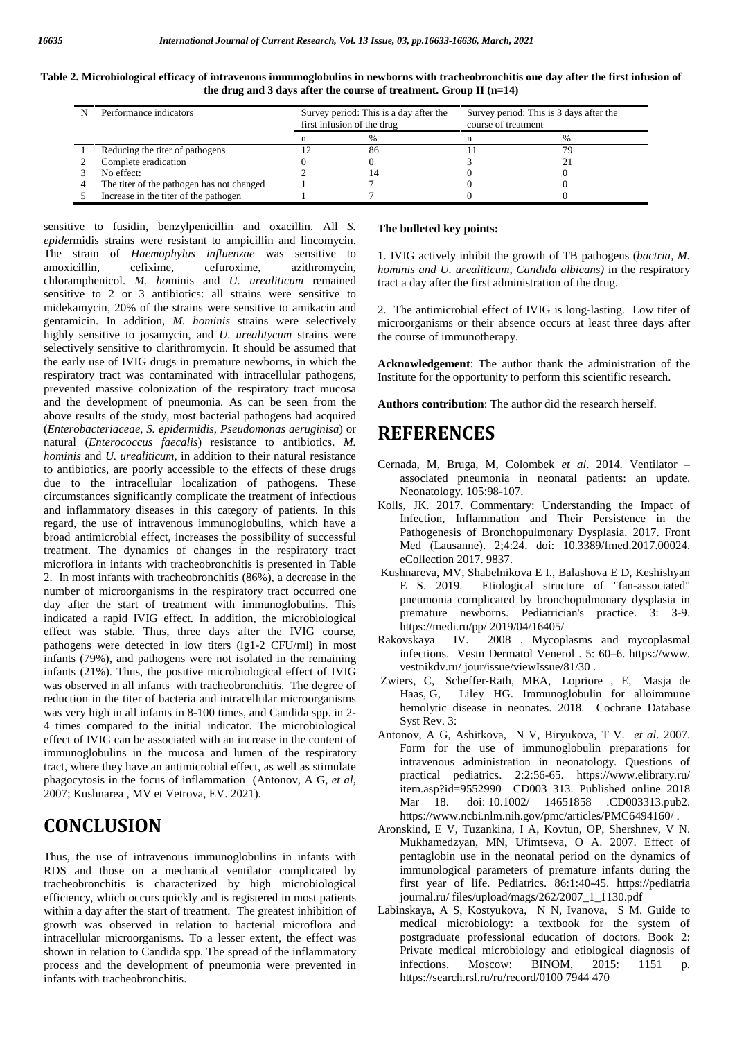**Table 2. Microbiological efficacy of intravenous immunoglobulins in newborns with tracheobronchitis one day after the first infusion of the drug and 3 days after the course of treatment. Group II (n=14)**

| N | Performance indicators | Survey period: This is a day after the first infusion of the drug | | Survey period: This is 3 days after the course of treatment | |
|---|---|---|---|---|---|
| | | n | % | n | % |
| 1 | Reducing the titer of pathogens | 12 | 86 | 11 | 79 |
| 2 | Complete eradication | 0 | 0 | 3 | 21 |
| 3 | No effect: | 2 | 14 | 0 | 0 |
| 4 | The titer of the pathogen has not changed | 1 | 7 | 0 | 0 |
| 5 | Increase in the titer of the pathogen | 1 | 7 | 0 | 0 |

sensitive to fusidin, benzylpenicillin and oxacillin. All *S. epidermidis* strains were resistant to ampicillin and lincomycin. The strain of *Haemophylus influenzae* was sensitive to amoxicillin, cefixime, cefuroxime, azithromycin, chloramphenicol. *M. hominis* and *U. urealiticum* remained sensitive to 2 or 3 antibiotics: all strains were sensitive to midekamycin, 20% of the strains were sensitive to amikacin and gentamicin. In addition, *M. hominis* strains were selectively highly sensitive to josamycin, and *U. urealitycum* strains were selectively sensitive to clarithromycin. It should be assumed that the early use of IVIG drugs in premature newborns, in which the respiratory tract was contaminated with intracellular pathogens, prevented massive colonization of the respiratory tract mucosa and the development of pneumonia. As can be seen from the above results of the study, most bacterial pathogens had acquired (*Enterobacteriaceae*, *S. epidermidis*, *Pseudomonas aeruginisa*) or natural (*Enterococcus faecalis*) resistance to antibiotics. *M. hominis* and *U. urealiticum*, in addition to their natural resistance to antibiotics, are poorly accessible to the effects of these drugs due to the intracellular localization of pathogens. These circumstances significantly complicate the treatment of infectious and inflammatory diseases in this category of patients. In this regard, the use of intravenous immunoglobulins, which have a broad antimicrobial effect, increases the possibility of successful treatment. The dynamics of changes in the respiratory tract microflora in infants with tracheobronchitis is presented in Table 2. In most infants with tracheobronchitis (86%), a decrease in the number of microorganisms in the respiratory tract occurred one day after the start of treatment with immunoglobulins. This indicated a rapid IVIG effect. In addition, the microbiological effect was stable. Thus, three days after the IVIG course, pathogens were detected in low titers (lg1-2 CFU/ml) in most infants (79%), and pathogens were not isolated in the remaining infants (21%). Thus, the positive microbiological effect of IVIG was observed in all infants with tracheobronchitis. The degree of reduction in the titer of bacteria and intracellular microorganisms was very high in all infants in 8-100 times, and Candida spp. in 2-4 times compared to the initial indicator. The microbiological effect of IVIG can be associated with an increase in the content of immunoglobulins in the mucosa and lumen of the respiratory tract, where they have an antimicrobial effect, as well as stimulate phagocytosis in the focus of inflammation (Antonov, A G, *et al*, 2007; Kushnarea , MV et Vetrova, EV. 2021).

# CONCLUSION

Thus, the use of intravenous immunoglobulins in infants with RDS and those on a mechanical ventilator complicated by tracheobronchitis is characterized by high microbiological efficiency, which occurs quickly and is registered in most patients within a day after the start of treatment. The greatest inhibition of growth was observed in relation to bacterial microflora and intracellular microorganisms. To a lesser extent, the effect was shown in relation to Candida spp. The spread of the inflammatory process and the development of pneumonia were prevented in infants with tracheobronchitis.

**The bulleted key points:**

1. IVIG actively inhibit the growth of TB pathogens (*bactria, M. hominis and U. urealiticum, Candida albicans)* in the respiratory tract a day after the first administration of the drug.

2. The antimicrobial effect of IVIG is long-lasting. Low titer of microorganisms or their absence occurs at least three days after the course of immunotherapy.

**Acknowledgement**: The author thank the administration of the Institute for the opportunity to perform this scientific research.

**Authors contribution**: The author did the research herself.

# REFERENCES

Cernada, M, Bruga, M, Colombek *et al*. 2014. Ventilator – associated pneumonia in neonatal patients: an update. Neonatology. 105:98-107.

Kolls, JK. 2017. Commentary: Understanding the Impact of Infection, Inflammation and Their Persistence in the Pathogenesis of Bronchopulmonary Dysplasia. 2017. Front Med (Lausanne). 2;4:24. doi: 10.3389/fmed.2017.00024. eCollection 2017. 9837.

Kushnareva, MV, Shabelnikova E I., Balashova E D, Keshishyan E S. 2019. Etiological structure of "fan-associated" pneumonia complicated by bronchopulmonary dysplasia in premature newborns. Pediatrician's practice. 3: 3-9. https://medi.ru/pp/ 2019/04/16405/

Rakovskaya IV. 2008 . Mycoplasms and mycoplasmal infections. Vestn Dermatol Venerol . 5: 60–6. https://www. vestnikdv.ru/ jour/issue/viewIssue/81/30 .

Zwiers, C, Scheffer-Rath, MEA, Lopriore , E, Masja de Haas, G, Liley HG. Immunoglobulin for alloimmune hemolytic disease in neonates. 2018. Cochrane Database Syst Rev. 3:

Antonov, A G, Ashitkova, N V, Biryukova, T V. *et al*. 2007. Form for the use of immunoglobulin preparations for intravenous administration in neonatology. Questions of practical pediatrics. 2:2:56-65. https://www.elibrary.ru/ item.asp?id=9552990 CD003 313. Published online 2018 Mar 18. doi: 10.1002/ 14651858 .CD003313.pub2. https://www.ncbi.nlm.nih.gov/pmc/articles/PMC6494160/ .

Aronskind, E V, Tuzankina, I A, Kovtun, OP, Shershnev, V N. Mukhamedzyan, MN, Ufimtseva, O A. 2007. Effect of pentaglobin use in the neonatal period on the dynamics of immunological parameters of premature infants during the first year of life. Pediatrics. 86:1:40-45. https://pediatria journal.ru/ files/upload/mags/262/2007_1_1130.pdf

Labinskaya, A S, Kostyukova, N N, Ivanova, S M. Guide to medical microbiology: a textbook for the system of postgraduate professional education of doctors. Book 2: Private medical microbiology and etiological diagnosis of infections. Moscow: BINOM, 2015: 1151 p. https://search.rsl.ru/ru/record/0100 7944 470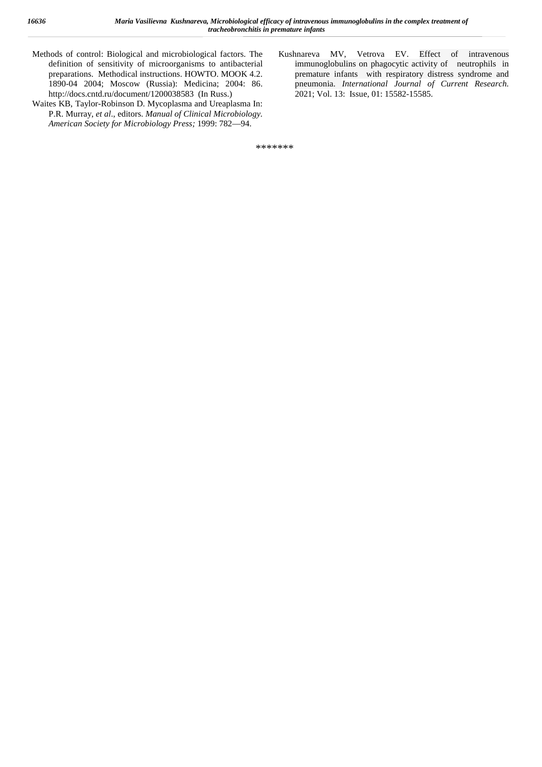Methods of control: Biological and microbiological factors. The definition of sensitivity of microorganisms to antibacterial preparations. Methodical instructions. HOWTO. MOOK 4.2. 1890-04 2004; Moscow (Russia): Medicina; 2004: 86. http://docs.cntd.ru/document/1200038583 (In Russ.)

Waites KB, Taylor-Robinson D. Mycoplasma and Ureaplasma In: P.R. Murray, *et al*., editors. *Manual of Clinical Microbiology. American Society for Microbiology Press;* 1999: 782—94.

Kushnareva MV, Vetrova EV. Effect of intravenous immunoglobulins on phagocytic activity of neutrophils in premature infants with respiratory distress syndrome and pneumonia. *International Journal of Current Research.* 2021; Vol. 13: Issue, 01: 15582-15585.

*******